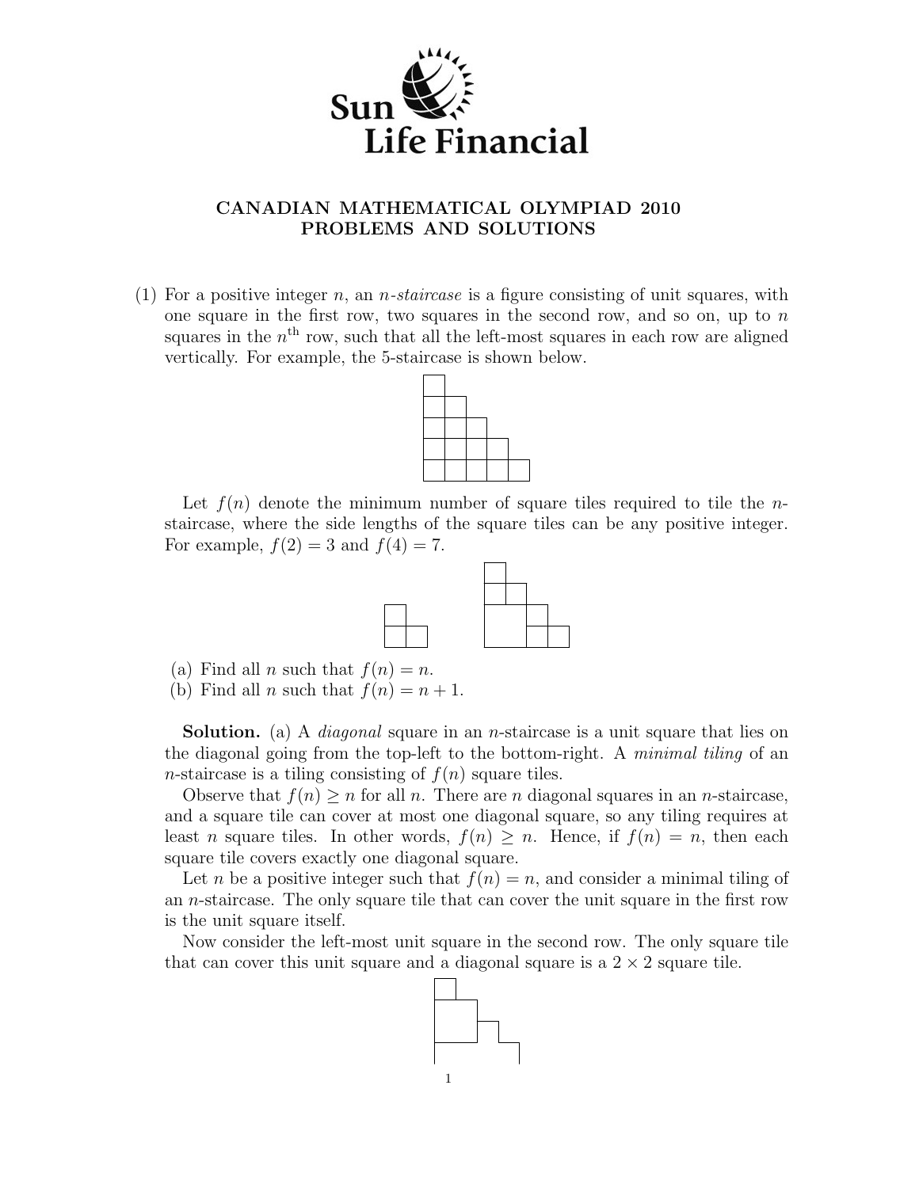# CANADIAN MATHEMATICAL OLYMPIAD 2010
## PROBLEMS AND SOLUTIONS

(1) For a positive integer $n$, an *n-staircase* is a figure consisting of unit squares, with one square in the first row, two squares in the second row, and so on, up to $n$ squares in the $n^{\text{th}}$ row, such that all the left-most squares in each row are aligned vertically. For example, the 5-staircase is shown below.

Let $f(n)$ denote the minimum number of square tiles required to tile the $n$-staircase, where the side lengths of the square tiles can be any positive integer. For example, $f(2) = 3$ and $f(4) = 7$.

(a) Find all $n$ such that $f(n) = n$.
(b) Find all $n$ such that $f(n) = n + 1$.

**Solution.** (a) A *diagonal* square in an $n$-staircase is a unit square that lies on the diagonal going from the top-left to the bottom-right. A *minimal tiling* of an $n$-staircase is a tiling consisting of $f(n)$ square tiles.

Observe that $f(n) \geq n$ for all $n$. There are $n$ diagonal squares in an $n$-staircase, and a square tile can cover at most one diagonal square, so any tiling requires at least $n$ square tiles. In other words, $f(n) \geq n$. Hence, if $f(n) = n$, then each square tile covers exactly one diagonal square.

Let $n$ be a positive integer such that $f(n) = n$, and consider a minimal tiling of an $n$-staircase. The only square tile that can cover the unit square in the first row is the unit square itself.

Now consider the left-most unit square in the second row. The only square tile that can cover this unit square and a diagonal square is a $2 \times 2$ square tile.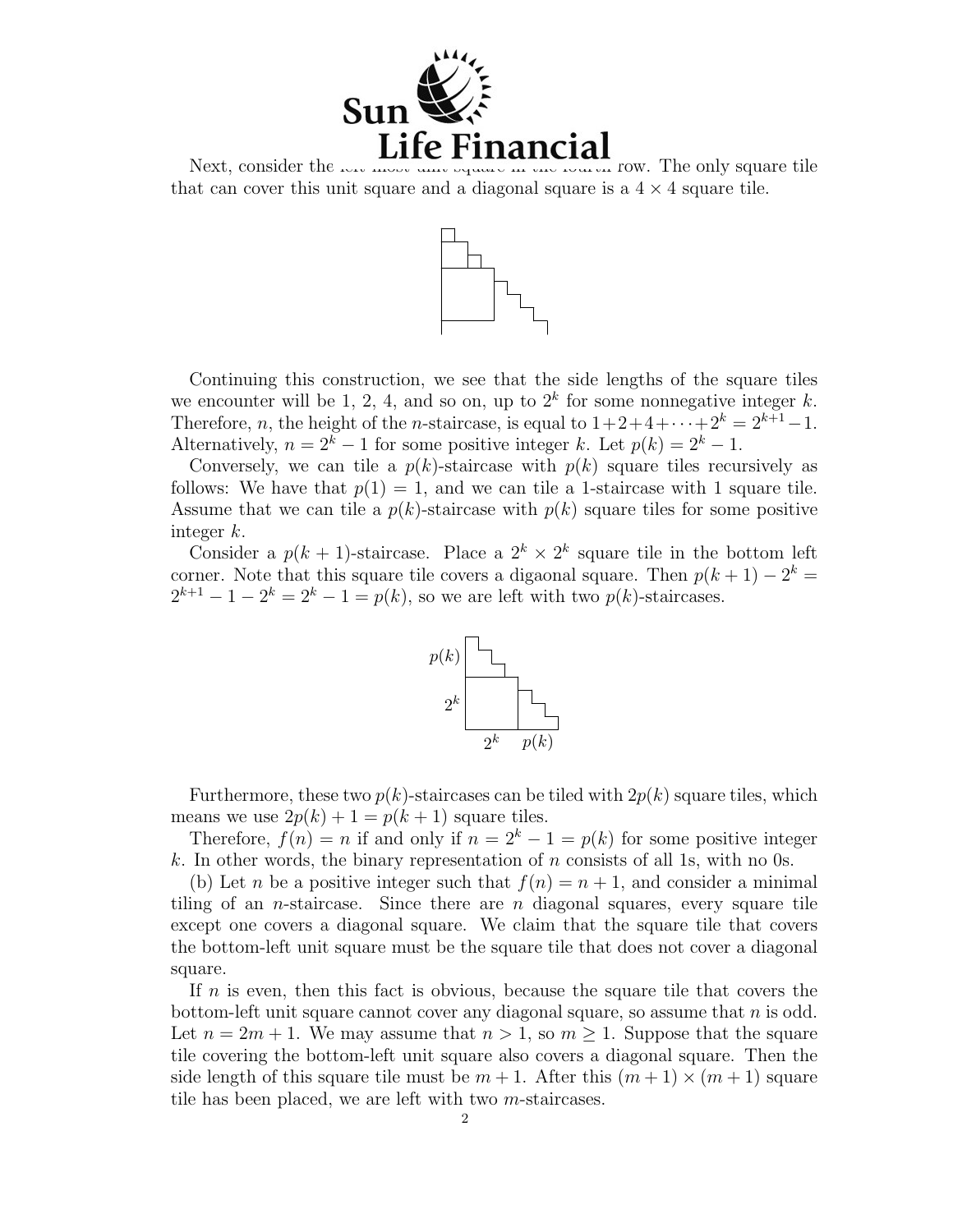Next, consider the left-most unit square in the fourth row. The only square tile that can cover this unit square and a diagonal square is a $4 \times 4$ square tile.

Continuing this construction, we see that the side lengths of the square tiles we encounter will be 1, 2, 4, and so on, up to $2^k$ for some nonnegative integer $k$. Therefore, $n$, the height of the $n$-staircase, is equal to $1+2+4+\cdots+2^k = 2^{k+1}-1$. Alternatively, $n = 2^k - 1$ for some positive integer $k$. Let $p(k) = 2^k - 1$.

Conversely, we can tile a $p(k)$-staircase with $p(k)$ square tiles recursively as follows: We have that $p(1) = 1$, and we can tile a 1-staircase with 1 square tile. Assume that we can tile a $p(k)$-staircase with $p(k)$ square tiles for some positive integer $k$.

Consider a $p(k+1)$-staircase. Place a $2^k \times 2^k$ square tile in the bottom left corner. Note that this square tile covers a digaonal square. Then $p(k+1) - 2^k = 2^{k+1} - 1 - 2^k = 2^k - 1 = p(k)$, so we are left with two $p(k)$-staircases.

Furthermore, these two $p(k)$-staircases can be tiled with $2p(k)$ square tiles, which means we use $2p(k) + 1 = p(k+1)$ square tiles.

Therefore, $f(n) = n$ if and only if $n = 2^k - 1 = p(k)$ for some positive integer $k$. In other words, the binary representation of $n$ consists of all 1s, with no 0s.

(b) Let $n$ be a positive integer such that $f(n) = n+1$, and consider a minimal tiling of an $n$-staircase. Since there are $n$ diagonal squares, every square tile except one covers a diagonal square. We claim that the square tile that covers the bottom-left unit square must be the square tile that does not cover a diagonal square.

If $n$ is even, then this fact is obvious, because the square tile that covers the bottom-left unit square cannot cover any diagonal square, so assume that $n$ is odd. Let $n = 2m+1$. We may assume that $n > 1$, so $m \geq 1$. Suppose that the square tile covering the bottom-left unit square also covers a diagonal square. Then the side length of this square tile must be $m+1$. After this $(m+1) \times (m+1)$ square tile has been placed, we are left with two $m$-staircases.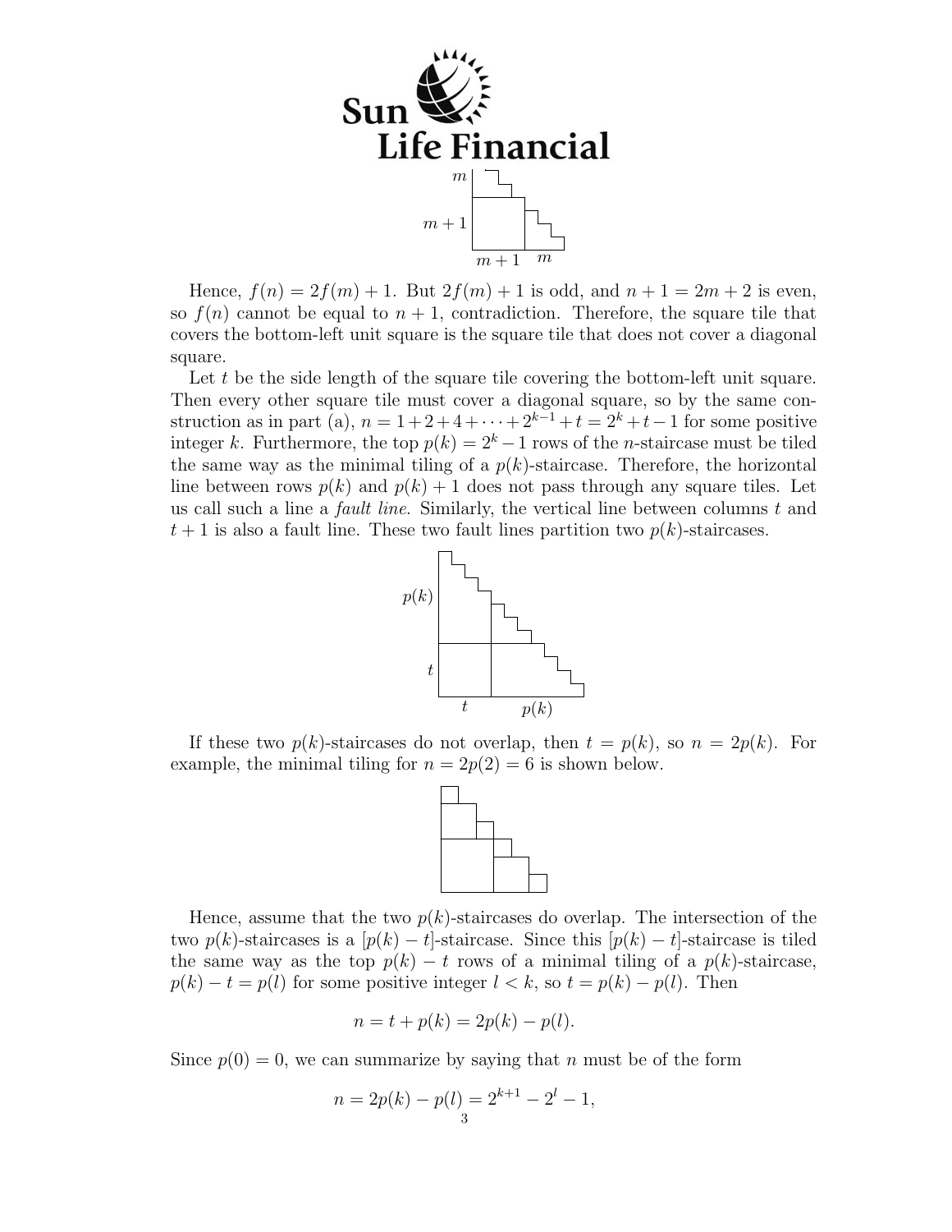Hence, $f(n) = 2f(m) + 1$. But $2f(m) + 1$ is odd, and $n + 1 = 2m + 2$ is even, so $f(n)$ cannot be equal to $n + 1$, contradiction. Therefore, the square tile that covers the bottom-left unit square is the square tile that does not cover a diagonal square.

Let $t$ be the side length of the square tile covering the bottom-left unit square. Then every other square tile must cover a diagonal square, so by the same construction as in part (a), $n = 1 + 2 + 4 + \cdots + 2^{k-1} + t = 2^k + t - 1$ for some positive integer $k$. Furthermore, the top $p(k) = 2^k - 1$ rows of the $n$-staircase must be tiled the same way as the minimal tiling of a $p(k)$-staircase. Therefore, the horizontal line between rows $p(k)$ and $p(k) + 1$ does not pass through any square tiles. Let us call such a line a *fault line*. Similarly, the vertical line between columns $t$ and $t + 1$ is also a fault line. These two fault lines partition two $p(k)$-staircases.

If these two $p(k)$-staircases do not overlap, then $t = p(k)$, so $n = 2p(k)$. For example, the minimal tiling for $n = 2p(2) = 6$ is shown below.

Hence, assume that the two $p(k)$-staircases do overlap. The intersection of the two $p(k)$-staircases is a $[p(k) - t]$-staircase. Since this $[p(k) - t]$-staircase is tiled the same way as the top $p(k) - t$ rows of a minimal tiling of a $p(k)$-staircase, $p(k) - t = p(l)$ for some positive integer $l < k$, so $t = p(k) - p(l)$. Then

$$n = t + p(k) = 2p(k) - p(l).$$

Since $p(0) = 0$, we can summarize by saying that $n$ must be of the form

$$n = 2p(k) - p(l) = 2^{k+1} - 2^l - 1,$$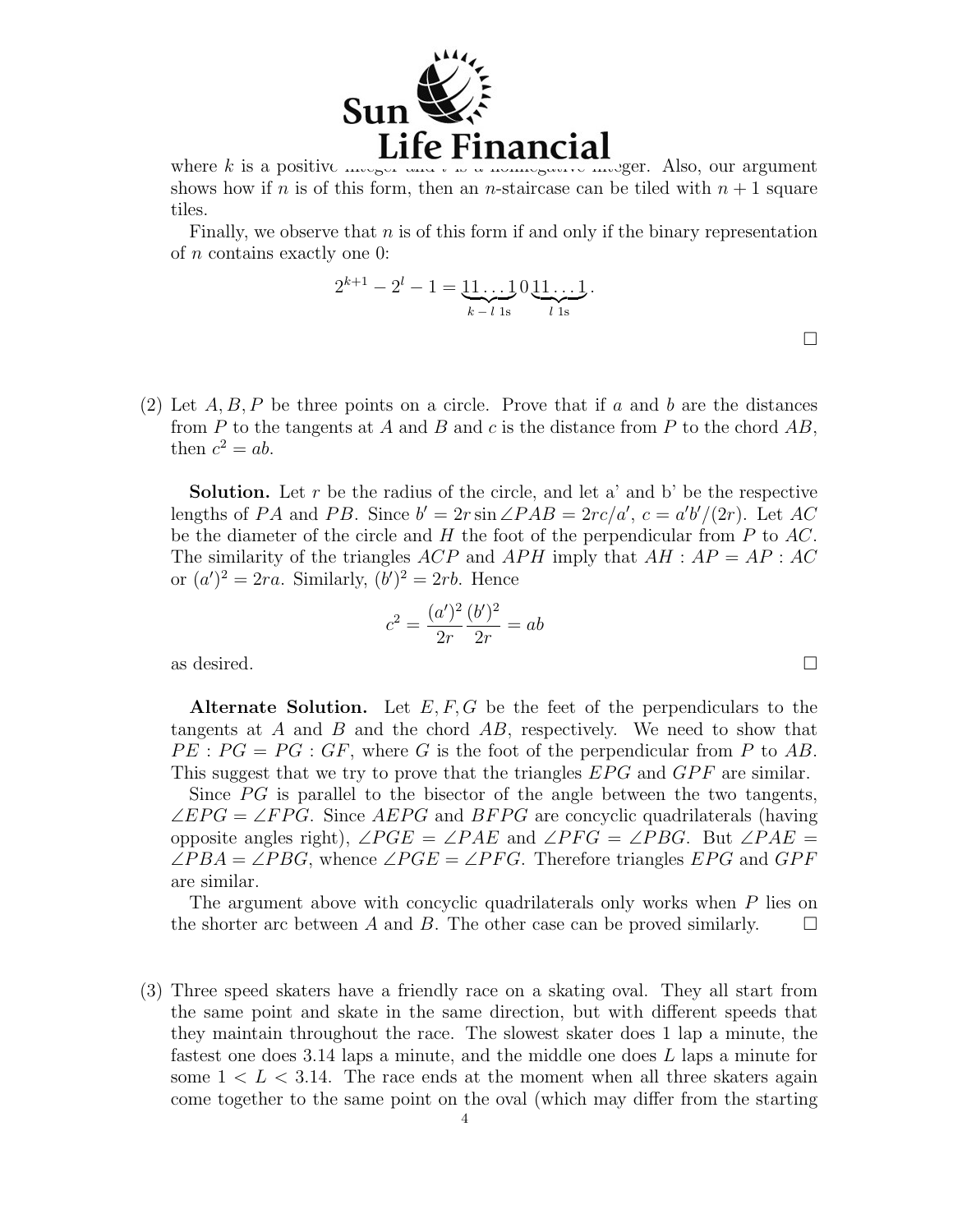where $k$ is a positive integer and $l$ is a nonnegative integer. Also, our argument shows how if $n$ is of this form, then an $n$-staircase can be tiled with $n+1$ square tiles.

Finally, we observe that $n$ is of this form if and only if the binary representation of $n$ contains exactly one 0:

$$2^{k+1} - 2^l - 1 = \underbrace{11\ldots1}_{k-l \text{ 1s}}0\underbrace{11\ldots1}_{l \text{ 1s}}.$$

□

(2) Let $A, B, P$ be three points on a circle. Prove that if $a$ and $b$ are the distances from $P$ to the tangents at $A$ and $B$ and $c$ is the distance from $P$ to the chord $AB$, then $c^2 = ab$.

**Solution.** Let $r$ be the radius of the circle, and let a' and b' be the respective lengths of $PA$ and $PB$. Since $b' = 2r \sin \angle PAB = 2rc/a'$, $c = a'b'/(2r)$. Let $AC$ be the diameter of the circle and $H$ the foot of the perpendicular from $P$ to $AC$. The similarity of the triangles $ACP$ and $APH$ imply that $AH : AP = AP : AC$ or $(a')^2 = 2ra$. Similarly, $(b')^2 = 2rb$. Hence

$$c^2 = \frac{(a')^2}{2r}\frac{(b')^2}{2r} = ab$$

as desired. □

**Alternate Solution.** Let $E, F, G$ be the feet of the perpendiculars to the tangents at $A$ and $B$ and the chord $AB$, respectively. We need to show that $PE : PG = PG : GF$, where $G$ is the foot of the perpendicular from $P$ to $AB$. This suggest that we try to prove that the triangles $EPG$ and $GPF$ are similar.

Since $PG$ is parallel to the bisector of the angle between the two tangents, $\angle EPG = \angle FPG$. Since $AEPG$ and $BFPG$ are concyclic quadrilaterals (having opposite angles right), $\angle PGE = \angle PAE$ and $\angle PFG = \angle PBG$. But $\angle PAE = \angle PBA = \angle PBG$, whence $\angle PGE = \angle PFG$. Therefore triangles $EPG$ and $GPF$ are similar.

The argument above with concyclic quadrilaterals only works when $P$ lies on the shorter arc between $A$ and $B$. The other case can be proved similarly. □

(3) Three speed skaters have a friendly race on a skating oval. They all start from the same point and skate in the same direction, but with different speeds that they maintain throughout the race. The slowest skater does 1 lap a minute, the fastest one does 3.14 laps a minute, and the middle one does $L$ laps a minute for some $1 < L < 3.14$. The race ends at the moment when all three skaters again come together to the same point on the oval (which may differ from the starting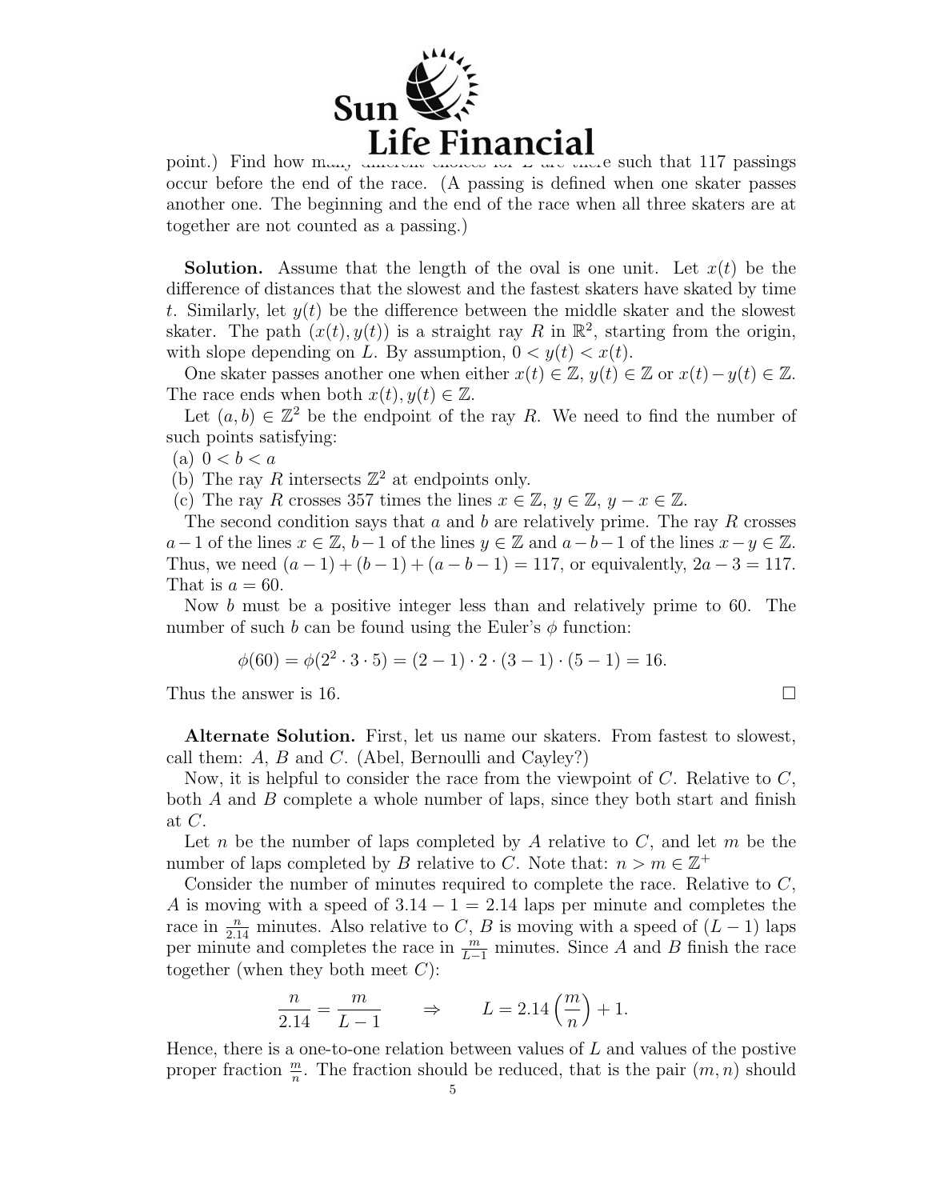point.) Find how many different choices for $L$ are there such that 117 passings occur before the end of the race. (A passing is defined when one skater passes another one. The beginning and the end of the race when all three skaters are at together are not counted as a passing.)

**Solution.** Assume that the length of the oval is one unit. Let $x(t)$ be the difference of distances that the slowest and the fastest skaters have skated by time $t$. Similarly, let $y(t)$ be the difference between the middle skater and the slowest skater. The path $(x(t), y(t))$ is a straight ray $R$ in $\mathbb{R}^2$, starting from the origin, with slope depending on $L$. By assumption, $0 < y(t) < x(t)$.

One skater passes another one when either $x(t) \in \mathbb{Z}$, $y(t) \in \mathbb{Z}$ or $x(t) - y(t) \in \mathbb{Z}$. The race ends when both $x(t), y(t) \in \mathbb{Z}$.

Let $(a, b) \in \mathbb{Z}^2$ be the endpoint of the ray $R$. We need to find the number of such points satisfying:

(a) $0 < b < a$

(b) The ray $R$ intersects $\mathbb{Z}^2$ at endpoints only.

(c) The ray $R$ crosses 357 times the lines $x \in \mathbb{Z}$, $y \in \mathbb{Z}$, $y - x \in \mathbb{Z}$.

The second condition says that $a$ and $b$ are relatively prime. The ray $R$ crosses $a-1$ of the lines $x \in \mathbb{Z}$, $b-1$ of the lines $y \in \mathbb{Z}$ and $a-b-1$ of the lines $x - y \in \mathbb{Z}$. Thus, we need $(a-1) + (b-1) + (a-b-1) = 117$, or equivalently, $2a - 3 = 117$. That is $a = 60$.

Now $b$ must be a positive integer less than and relatively prime to 60. The number of such $b$ can be found using the Euler's $\phi$ function:

$$\phi(60) = \phi(2^2 \cdot 3 \cdot 5) = (2-1) \cdot 2 \cdot (3-1) \cdot (5-1) = 16.$$

Thus the answer is 16. □

**Alternate Solution.** First, let us name our skaters. From fastest to slowest, call them: $A$, $B$ and $C$. (Abel, Bernoulli and Cayley?)

Now, it is helpful to consider the race from the viewpoint of $C$. Relative to $C$, both $A$ and $B$ complete a whole number of laps, since they both start and finish at $C$.

Let $n$ be the number of laps completed by $A$ relative to $C$, and let $m$ be the number of laps completed by $B$ relative to $C$. Note that: $n > m \in \mathbb{Z}^+$

Consider the number of minutes required to complete the race. Relative to $C$, $A$ is moving with a speed of $3.14 - 1 = 2.14$ laps per minute and completes the race in $\frac{n}{2.14}$ minutes. Also relative to $C$, $B$ is moving with a speed of $(L-1)$ laps per minute and completes the race in $\frac{m}{L-1}$ minutes. Since $A$ and $B$ finish the race together (when they both meet $C$):

$$\frac{n}{2.14} = \frac{m}{L-1} \qquad \Rightarrow \qquad L = 2.14\left(\frac{m}{n}\right) + 1.$$

Hence, there is a one-to-one relation between values of $L$ and values of the postive proper fraction $\frac{m}{n}$. The fraction should be reduced, that is the pair $(m, n)$ should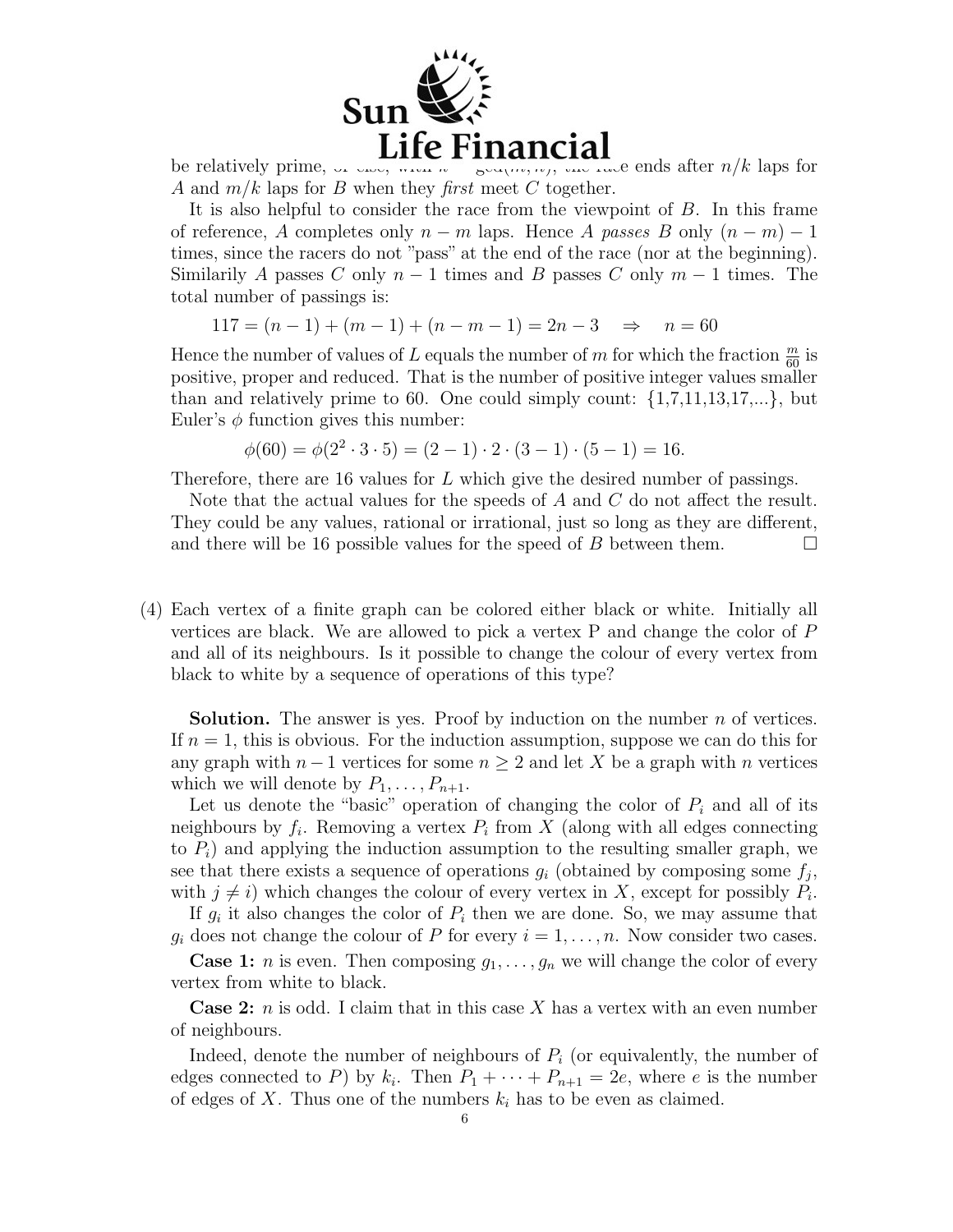be relatively prime, or else, with $k = \gcd(m, n)$, the race ends after $n/k$ laps for $A$ and $m/k$ laps for $B$ when they *first* meet $C$ together.

It is also helpful to consider the race from the viewpoint of $B$. In this frame of reference, $A$ completes only $n - m$ laps. Hence $A$ *passes* $B$ only $(n - m) - 1$ times, since the racers do not "pass" at the end of the race (nor at the beginning). Similarily $A$ passes $C$ only $n - 1$ times and $B$ passes $C$ only $m - 1$ times. The total number of passings is:

$$117 = (n-1) + (m-1) + (n-m-1) = 2n - 3 \quad \Rightarrow \quad n = 60$$

Hence the number of values of $L$ equals the number of $m$ for which the fraction $\frac{m}{60}$ is positive, proper and reduced. That is the number of positive integer values smaller than and relatively prime to 60. One could simply count: {1,7,11,13,17,...}, but Euler's $\phi$ function gives this number:

$$\phi(60) = \phi(2^2 \cdot 3 \cdot 5) = (2-1) \cdot 2 \cdot (3-1) \cdot (5-1) = 16.$$

Therefore, there are 16 values for $L$ which give the desired number of passings.

Note that the actual values for the speeds of $A$ and $C$ do not affect the result. They could be any values, rational or irrational, just so long as they are different, and there will be 16 possible values for the speed of $B$ between them. $\square$

(4) Each vertex of a finite graph can be colored either black or white. Initially all vertices are black. We are allowed to pick a vertex P and change the color of $P$ and all of its neighbours. Is it possible to change the colour of every vertex from black to white by a sequence of operations of this type?

**Solution.** The answer is yes. Proof by induction on the number $n$ of vertices. If $n = 1$, this is obvious. For the induction assumption, suppose we can do this for any graph with $n - 1$ vertices for some $n \geq 2$ and let $X$ be a graph with $n$ vertices which we will denote by $P_1, \ldots, P_{n+1}$.

Let us denote the "basic" operation of changing the color of $P_i$ and all of its neighbours by $f_i$. Removing a vertex $P_i$ from $X$ (along with all edges connecting to $P_i$) and applying the induction assumption to the resulting smaller graph, we see that there exists a sequence of operations $g_i$ (obtained by composing some $f_j$, with $j \neq i$) which changes the colour of every vertex in $X$, except for possibly $P_i$.

If $g_i$ it also changes the color of $P_i$ then we are done. So, we may assume that $g_i$ does not change the colour of $P$ for every $i = 1, \ldots, n$. Now consider two cases.

**Case 1:** $n$ is even. Then composing $g_1, \ldots, g_n$ we will change the color of every vertex from white to black.

**Case 2:** $n$ is odd. I claim that in this case $X$ has a vertex with an even number of neighbours.

Indeed, denote the number of neighbours of $P_i$ (or equivalently, the number of edges connected to $P$) by $k_i$. Then $P_1 + \cdots + P_{n+1} = 2e$, where $e$ is the number of edges of $X$. Thus one of the numbers $k_i$ has to be even as claimed.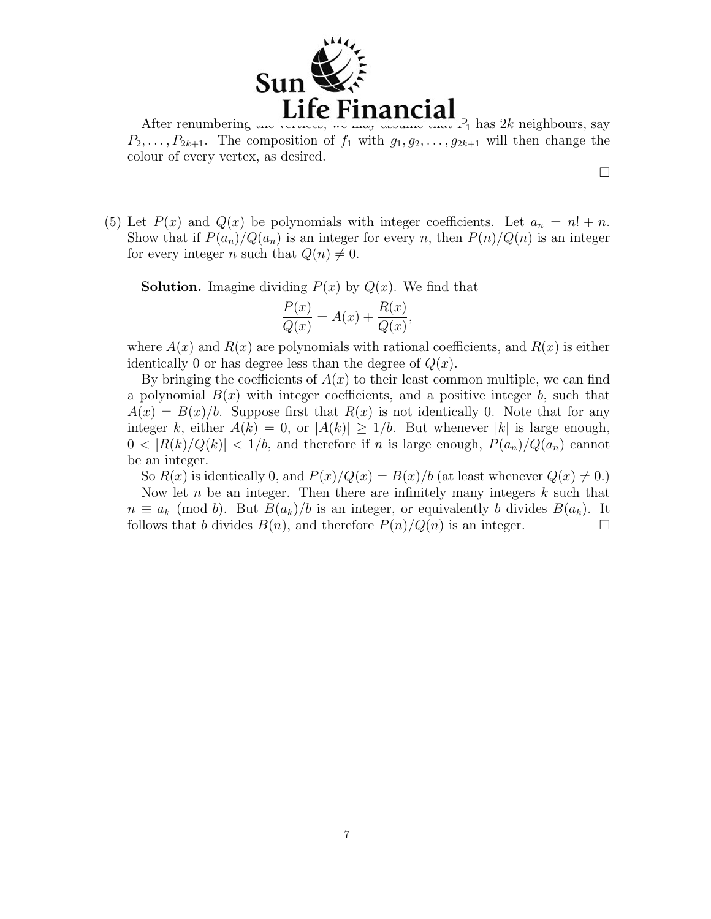After renumbering the vertices, we may assume that $P_1$ has $2k$ neighbours, say $P_2, \ldots, P_{2k+1}$. The composition of $f_1$ with $g_1, g_2, \ldots, g_{2k+1}$ will then change the colour of every vertex, as desired.

□

(5) Let $P(x)$ and $Q(x)$ be polynomials with integer coefficients. Let $a_n = n! + n$. Show that if $P(a_n)/Q(a_n)$ is an integer for every $n$, then $P(n)/Q(n)$ is an integer for every integer $n$ such that $Q(n) \neq 0$.

**Solution.** Imagine dividing $P(x)$ by $Q(x)$. We find that

$$\frac{P(x)}{Q(x)} = A(x) + \frac{R(x)}{Q(x)},$$

where $A(x)$ and $R(x)$ are polynomials with rational coefficients, and $R(x)$ is either identically 0 or has degree less than the degree of $Q(x)$.

By bringing the coefficients of $A(x)$ to their least common multiple, we can find a polynomial $B(x)$ with integer coefficients, and a positive integer $b$, such that $A(x) = B(x)/b$. Suppose first that $R(x)$ is not identically 0. Note that for any integer $k$, either $A(k) = 0$, or $|A(k)| \geq 1/b$. But whenever $|k|$ is large enough, $0 < |R(k)/Q(k)| < 1/b$, and therefore if $n$ is large enough, $P(a_n)/Q(a_n)$ cannot be an integer.

So $R(x)$ is identically 0, and $P(x)/Q(x) = B(x)/b$ (at least whenever $Q(x) \neq 0$.)

Now let $n$ be an integer. Then there are infinitely many integers $k$ such that $n \equiv a_k \pmod{b}$. But $B(a_k)/b$ is an integer, or equivalently $b$ divides $B(a_k)$. It follows that $b$ divides $B(n)$, and therefore $P(n)/Q(n)$ is an integer. □